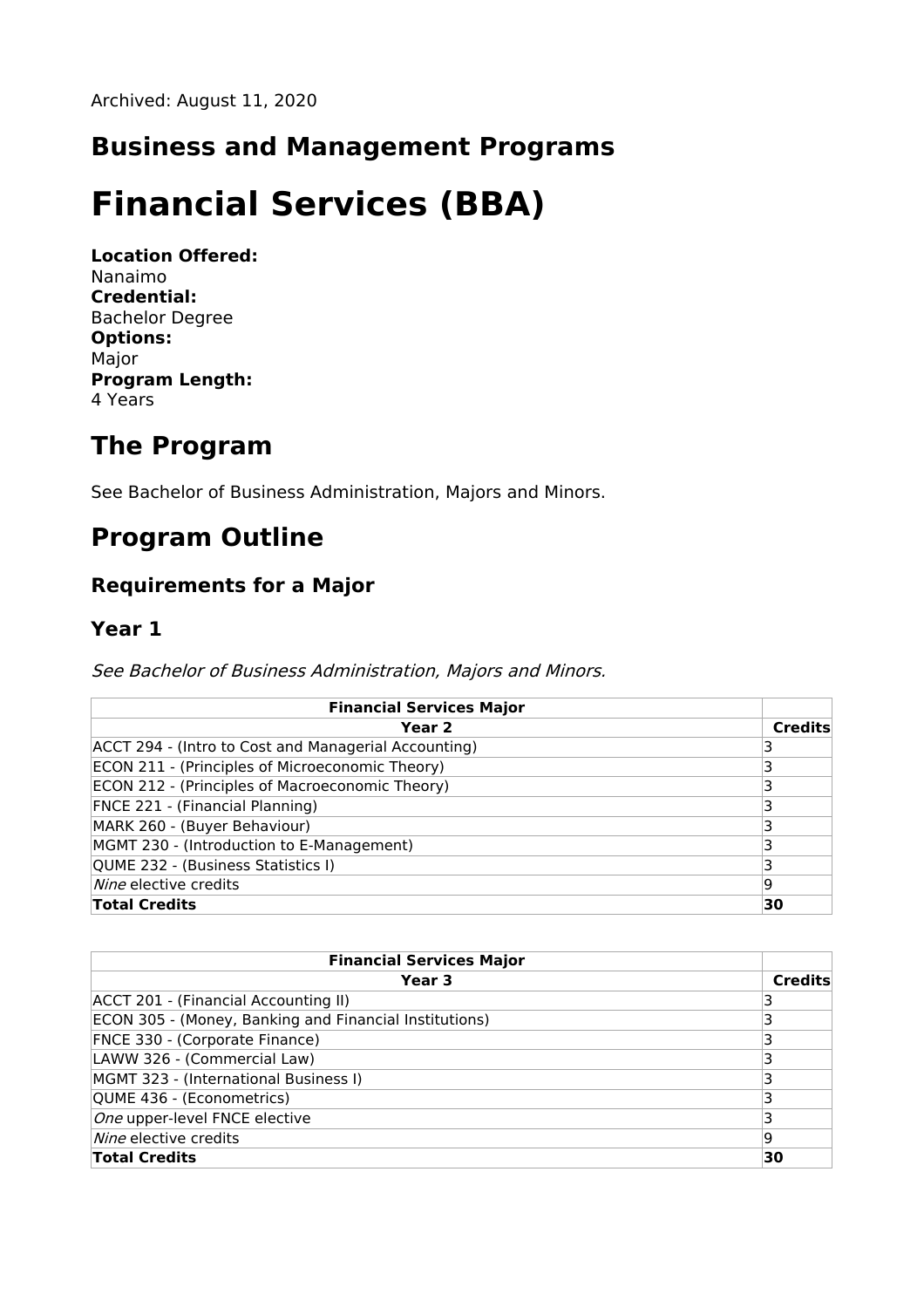Archived: August 11, 2020

## Business and Management Programs

# Financial Services (BBA)

**Location Offered:**
Nanaimo
**Credential:**
Bachelor Degree
**Options:**
Major
**Program Length:**
4 Years

## The Program

See Bachelor of Business Administration, Majors and Minors.

## Program Outline

### Requirements for a Major

### Year 1

*See Bachelor of Business Administration, Majors and Minors.*

| Financial Services Major | |
|---|---|
| **Year 2** | **Credits** |
| ACCT 294 - (Intro to Cost and Managerial Accounting) | 3 |
| ECON 211 - (Principles of Microeconomic Theory) | 3 |
| ECON 212 - (Principles of Macroeconomic Theory) | 3 |
| FNCE 221 - (Financial Planning) | 3 |
| MARK 260 - (Buyer Behaviour) | 3 |
| MGMT 230 - (Introduction to E-Management) | 3 |
| QUME 232 - (Business Statistics I) | 3 |
| *Nine* elective credits | 9 |
| **Total Credits** | **30** |

| Financial Services Major | |
|---|---|
| **Year 3** | **Credits** |
| ACCT 201 - (Financial Accounting II) | 3 |
| ECON 305 - (Money, Banking and Financial Institutions) | 3 |
| FNCE 330 - (Corporate Finance) | 3 |
| LAWW 326 - (Commercial Law) | 3 |
| MGMT 323 - (International Business I) | 3 |
| QUME 436 - (Econometrics) | 3 |
| *One* upper-level FNCE elective | 3 |
| *Nine* elective credits | 9 |
| **Total Credits** | **30** |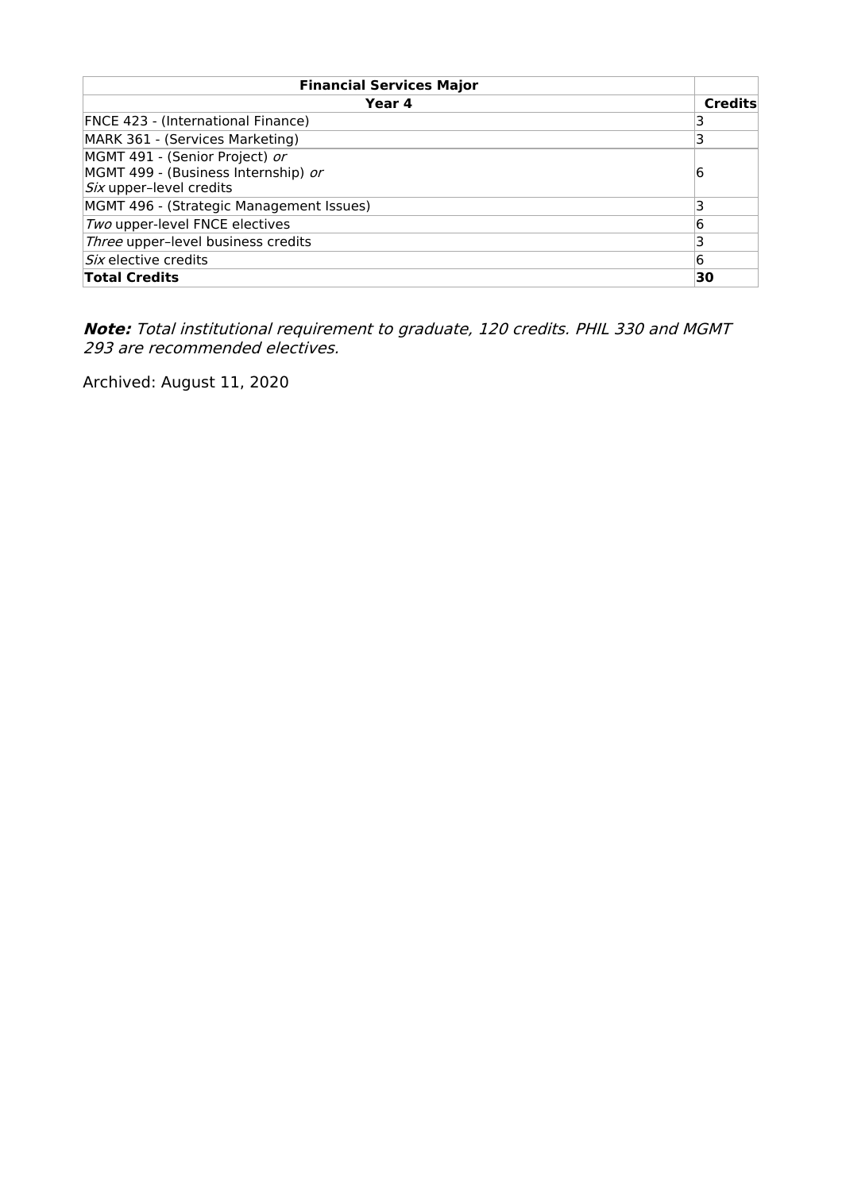| Financial Services Major | |
|---|---|
| **Year 4** | **Credits** |
| FNCE 423 - (International Finance) | 3 |
| MARK 361 - (Services Marketing) | 3 |
| MGMT 491 - (Senior Project) *or*<br>MGMT 499 - (Business Internship) *or*<br>*Six* upper–level credits | 6 |
| MGMT 496 - (Strategic Management Issues) | 3 |
| *Two* upper-level FNCE electives | 6 |
| *Three* upper–level business credits | 3 |
| *Six* elective credits | 6 |
| **Total Credits** | **30** |

***Note:*** *Total institutional requirement to graduate, 120 credits. PHIL 330 and MGMT 293 are recommended electives.*

Archived: August 11, 2020